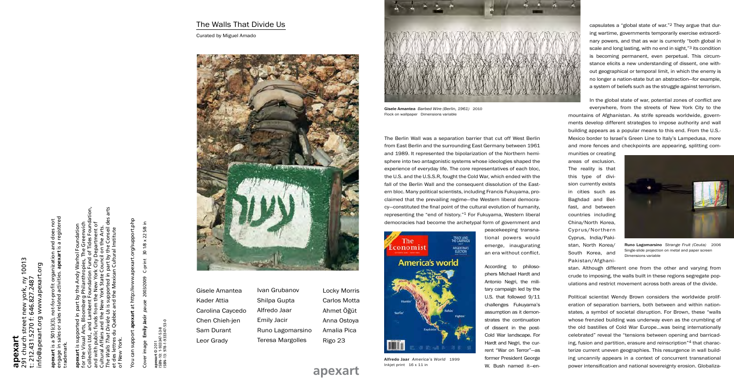**apexart**
291 church street new york, ny 10013
t: 212.431.5270 f: 646.827.2487
info@apexart.org www.apexart.org

**apexart** is a 501(c)(3), not-for-profit organization and does not engage in sales or sales related activities. **apexart** is a registered trademark.

**apexart** is supported in part by the Andy Warhol Foundation for the Visual Arts, Bloomberg Philanthropies, The Greenwich Collection Ltd., and Lambent Foundation Fund of Tides Foundation, and with public funds from the New York City Department of Cultural Affairs and the New York State Council on the Arts. *The Walls That Divide Us* is supported in part by the Conseil des arts et des lettres du Québec and the Mexican Cultural Institute of New York.

You can support **apexart** at http://www.apexart.org/support.php

Cover image **Emily Jacir** *pause* 2003/2009 C-print 30 1/8 x 22 5/8 in

**apexart** © 2011
ISBN-10: 1-933347-53-8
ISBN-13: 978-1-933347-53-0

# The Walls That Divide Us

Curated by Miguel Amado

Gisele Amantea
Kader Attia
Carolina Caycedo
Chen Chieh-jen
Sam Durant
Leor Grady
Ivan Grubanov
Shilpa Gupta
Alfredo Jaar
Emily Jacir
Runo Lagomarsino
Teresa Margolles
Locky Morris
Carlos Motta
Ahmet Öğüt
Anna Ostoya
Amalia Pica
Rigo 23

**apexart**

**Gisele Amantea** *Barbed Wire (Berlin, 1961)* 2010
Flock on wallpaper Dimensions variable

The Berlin Wall was a separation barrier that cut off West Berlin from East Berlin and the surrounding East Germany between 1961 and 1989. It represented the bipolarization of the Northern hemisphere into two antagonistic systems whose ideologies shaped the experience of everyday life. The core representatives of each bloc, the U.S. and the U.S.S.R, fought the Cold War, which ended with the fall of the Berlin Wall and the consequent dissolution of the Eastern bloc. Many political scientists, including Francis Fukuyama, proclaimed that the prevailing regime—the Western liberal democracy—constituted the final point of the cultural evolution of humanity, representing the "end of history."[1] For Fukuyama, Western liberal democracies had become the archetypal form of government and peacekeeping transnational powers would emerge, inaugurating an era without conflict.

**Alfredo Jaar** *America's World* 1999
Inkjet print 16 x 11 in

According to philosophers Michael Hardt and Antonio Negri, the military campaign led by the U.S. that followed 9/11 challenges Fukuyama's assumption as it demonstrates the continuation of dissent in the post-Cold War landscape. For Hardt and Negri, the current "War on Terror"—as former President George W. Bush named it—encapsulates a "global state of war."[2] They argue that during wartime, governments temporarily exercise extraordinary powers, and that as war is currently "both global in scale and long lasting, with no end in sight,"[3] its condition is becoming permanent, even perpetual. This circumstance elicits a new understanding of dissent, one without geographical or temporal limit, in which the enemy is no longer a nation-state but an abstraction—for example, a system of beliefs such as the struggle against terrorism.

In the global state of war, potential zones of conflict are everywhere, from the streets of New York City to the mountains of Afghanistan. As strife spreads worldwide, governments develop different strategies to impose authority and wall building appears as a popular means to this end. From the U.S.-Mexico border to Israel's Green Line to Italy's Lampedusa, more and more fences and checkpoints are appearing, splitting communities or creating areas of exclusion. The reality is that this type of division currently exists in cities such as Baghdad and Belfast, and between countries including China/North Korea, Cyprus/Northern Cyprus, India/Pakistan, North Korea/South Korea, and Pakistan/Afghanistan. Although different one from the other and varying from crude to imposing, the walls built in these regions segregate populations and restrict movement across both areas of the divide.

**Runo Lagomarsino** *Strange Fruit (Ceuta)* 2006
Single-slide projection on metal and paper screen
Dimensions variable

Political scientist Wendy Brown considers the worldwide proliferation of separation barriers, both between and within nation-states, a symbol of societal disruption. For Brown, these "walls whose frenzied building was underway even as the crumbling of the old bastilles of Cold War Europe...was being internationally celebrated" reveal the "tensions between opening and barricading, fusion and partition, erasure and reinscription"[4] that characterize current uneven geographies. This resurgence in wall building uncannily appears in a context of concurrent transnational power intensification and national sovereignty erosion. Globaliza-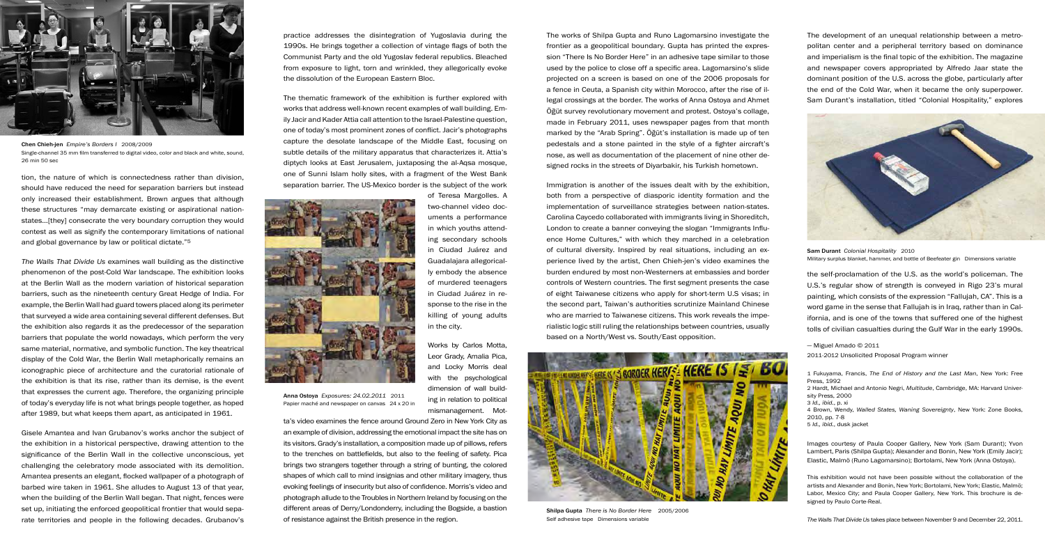Chen Chieh-jen *Empire's Borders I* 2008/2009
Single-channel 35 mm film transferred to digital video, color and black and white, sound, 26 min 50 sec

tion, the nature of which is connectedness rather than division, should have reduced the need for separation barriers but instead only increased their establishment. Brown argues that although these structures "may demarcate existing or aspirational nation-states...[they] consecrate the very boundary corruption they would contest as well as signify the contemporary limitations of national and global governance by law or political dictate."[5]

*The Walls That Divide Us* examines wall building as the distinctive phenomenon of the post-Cold War landscape. The exhibition looks at the Berlin Wall as the modern variation of historical separation barriers, such as the nineteenth century Great Hedge of India. For example, the Berlin Wall had guard towers placed along its perimeter that surveyed a wide area containing several different defenses. But the exhibition also regards it as the predecessor of the separation barriers that populate the world nowadays, which perform the very same material, normative, and symbolic function. The key theatrical display of the Cold War, the Berlin Wall metaphorically remains an iconographic piece of architecture and the curatorial rationale of the exhibition is that its rise, rather than its demise, is the event that expresses the current age. Therefore, the organizing principle of today's everyday life is not what brings people together, as hoped after 1989, but what keeps them apart, as anticipated in 1961.

Gisele Amantea and Ivan Grubanov's works anchor the subject of the exhibition in a historical perspective, drawing attention to the significance of the Berlin Wall in the collective unconscious, yet challenging the celebratory mode associated with its demolition. Amantea presents an elegant, flocked wallpaper of a photograph of barbed wire taken in 1961. She alludes to August 13 of that year, when the building of the Berlin Wall began. That night, fences were set up, initiating the enforced geopolitical frontier that would separate territories and people in the following decades. Grubanov's practice addresses the disintegration of Yugoslavia during the 1990s. He brings together a collection of vintage flags of both the Communist Party and the old Yugoslav federal republics. Bleached from exposure to light, torn and wrinkled, they allegorically evoke the dissolution of the European Eastern Bloc.

The thematic framework of the exhibition is further explored with works that address well-known recent examples of wall building. Emily Jacir and Kader Attia call attention to the Israel-Palestine question, one of today's most prominent zones of conflict. Jacir's photographs capture the desolate landscape of the Middle East, focusing on subtle details of the military apparatus that characterizes it. Attia's diptych looks at East Jerusalem, juxtaposing the al-Aqsa mosque, one of Sunni Islam holly sites, with a fragment of the West Bank separation barrier. The US-Mexico border is the subject of the work of Teresa Margolles. A two-channel video documents a performance in which youths attending secondary schools in Ciudad Juárez and Guadalajara allegorically embody the absence of murdered teenagers in Ciudad Juárez in response to the rise in the killing of young adults in the city.

Anna Ostoya *Exposures: 24.02.2011* 2011
Papier maché and newspaper on canvas 24 x 20 in

Works by Carlos Motta, Leor Grady, Amalia Pica, and Locky Morris deal with the psychological dimension of wall building in relation to political mismanagement. Motta's video examines the fence around Ground Zero in New York City as an example of division, addressing the emotional impact the site has on its visitors. Grady's installation, a composition made up of pillows, refers to the trenches on battlefields, but also to the feeling of safety. Pica brings two strangers together through a string of bunting, the colored shapes of which call to mind insignias and other military imagery, thus evoking feelings of insecurity but also of confidence. Morris's video and photograph allude to the Troubles in Northern Ireland by focusing on the different areas of Derry/Londonderry, including the Bogside, a bastion of resistance against the British presence in the region.

The works of Shilpa Gupta and Runo Lagomarsino investigate the frontier as a geopolitical boundary. Gupta has printed the expression "There Is No Border Here" in an adhesive tape similar to those used by the police to close off a specific area. Lagomarsino's slide projected on a screen is based on one of the 2006 proposals for a fence in Ceuta, a Spanish city within Morocco, after the rise of illegal crossings at the border. The works of Anna Ostoya and Ahmet Öğüt survey revolutionary movement and protest. Ostoya's collage, made in February 2011, uses newspaper pages from that month marked by the "Arab Spring". Öğüt's installation is made up of ten pedestals and a stone painted in the style of a fighter aircraft's nose, as well as documentation of the placement of nine other designed rocks in the streets of Diyarbakir, his Turkish hometown.

Immigration is another of the issues dealt with by the exhibition, both from a perspective of diasporic identity formation and the implementation of surveillance strategies between nation-states. Carolina Caycedo collaborated with immigrants living in Shoreditch, London to create a banner conveying the slogan "Immigrants Influence Home Cultures," with which they marched in a celebration of cultural diversity. Inspired by real situations, including an experience lived by the artist, Chen Chieh-jen's video examines the burden endured by most non-Westerners at embassies and border controls of Western countries. The first segment presents the case of eight Taiwanese citizens who apply for short-term U.S visas; in the second part, Taiwan's authorities scrutinize Mainland Chinese who are married to Taiwanese citizens. This work reveals the imperialistic logic still ruling the relationships between countries, usually based on a North/West vs. South/East opposition.

Shilpa Gupta *There is No Border Here* 2005/2006
Self adhesive tape Dimensions variable

The development of an unequal relationship between a metropolitan center and a peripheral territory based on dominance and imperialism is the final topic of the exhibition. The magazine and newspaper covers appropriated by Alfredo Jaar state the dominant position of the U.S. across the globe, particularly after the end of the Cold War, when it became the only superpower. Sam Durant's installation, titled "Colonial Hospitality," explores the self-proclamation of the U.S. as the world's policeman. The U.S.'s regular show of strength is conveyed in Rigo 23's mural painting, which consists of the expression "Fallujah, CA". This is a word game in the sense that Fallujah is in Iraq, rather than in California, and is one of the towns that suffered one of the highest tolls of civilian casualties during the Gulf War in the early 1990s.

Sam Durant *Colonial Hospitality* 2010
Military surplus blanket, hammer, and bottle of Beefeater gin Dimensions variable

— Miguel Amado © 2011
2011-2012 Unsolicited Proposal Program winner

1 Fukuyama, Francis, *The End of History and the Last Man*, New York: Free Press, 1992
2 Hardt, Michael and Antonio Negri, *Multitude*, Cambridge, MA: Harvard University Press, 2000
3 *Id., ibid.*, p. xi
4 Brown, Wendy, *Walled States, Waning Sovereignty*, New York: Zone Books, 2010, pp. 7-8
5 *Id., ibid.*, dusk jacket

Images courtesy of Paula Cooper Gallery, New York (Sam Durant); Yvon Lambert, Paris (Shilpa Gupta); Alexander and Bonin, New York (Emily Jacir); Elastic, Malmö (Runo Lagomarsino); Bortolami, New York (Anna Ostoya).

This exhibition would not have been possible without the collaboration of the artists and Alexander and Bonin, New York; Bortolami, New York; Elastic, Malmö; Labor, Mexico City; and Paula Cooper Gallery, New York. This brochure is designed by Paulo Corte-Real.

*The Walls That Divide Us* takes place between November 9 and December 22, 2011.